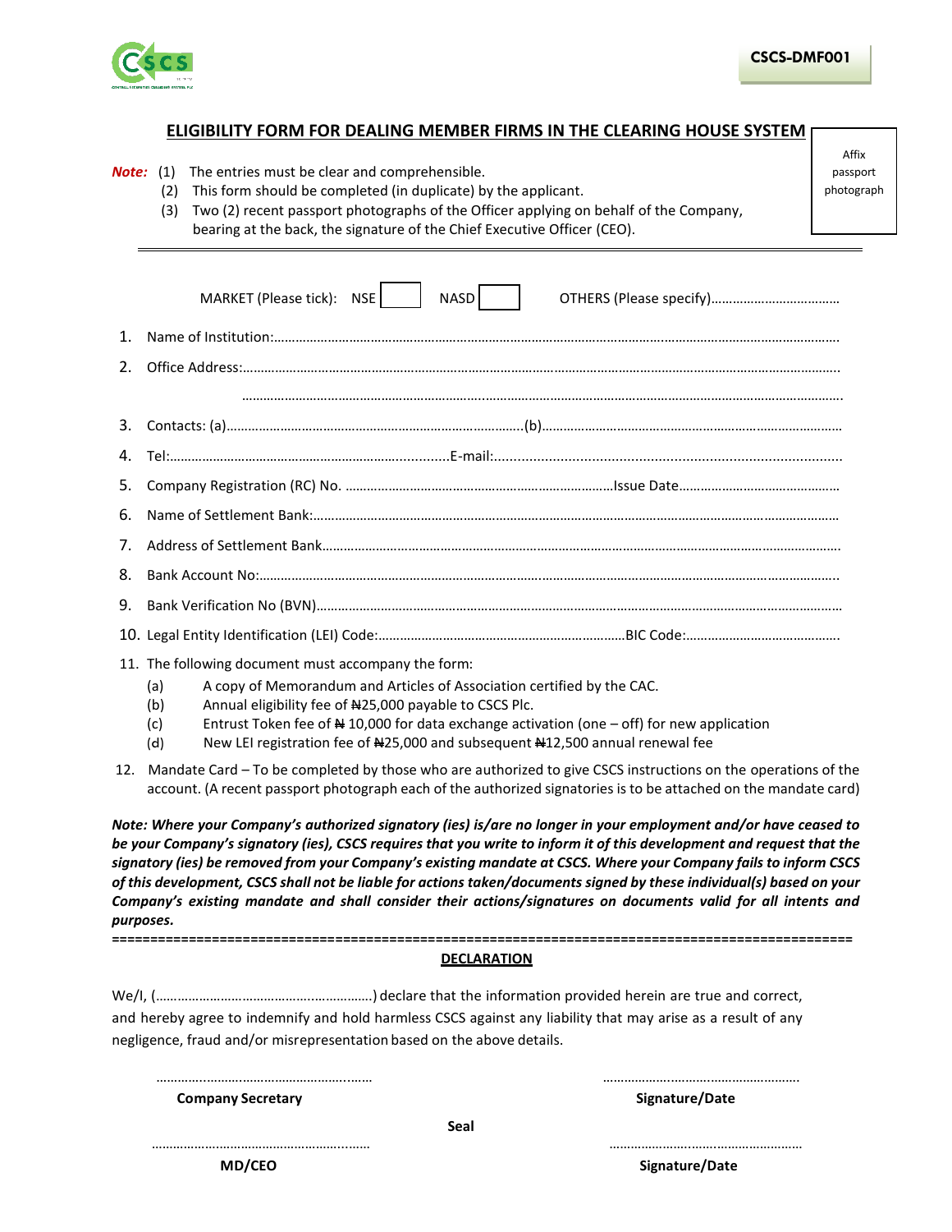**CSCS-DMF001**

## ELIGIBILITY FORM FOR DEALING MEMBER FIRMS IN THE CLEARING HOUSE SYSTEM

Affix passport photograph

***Note:*** (1) The entries must be clear and comprehensible.
(2) This form should be completed (in duplicate) by the applicant.
(3) Two (2) recent passport photographs of the Officer applying on behalf of the Company, bearing at the back, the signature of the Chief Executive Officer (CEO).

---

MARKET (Please tick): NSE ☐ NASD ☐ OTHERS (Please specify)……………………………

1. Name of Institution:……………………………………………………………………………………………………………………………
2. Office Address:……………………………………………………………………………………………………………………………………

   ………………………………………………………………………………………………………………………………………………
3. Contacts: (a)…………………………………………………………………………(b)………………………………………………………………
4. Tel:……………………………………………………………………E-mail:………………………………………………………………………………
5. Company Registration (RC) No. …………………………………………………………………Issue Date……………………………………
6. Name of Settlement Bank:……………………………………………………………………………………………………………………
7. Address of Settlement Bank……………………………………………………………………………………………………………………
8. Bank Account No:………………………………………………………………………………………………………………………………
9. Bank Verification No (BVN)……………………………………………………………………………………………………………………
10. Legal Entity Identification (LEI) Code:……………………………………………………………BIC Code:……………………………………
11. The following document must accompany the form:
    (a) A copy of Memorandum and Articles of Association certified by the CAC.
    (b) Annual eligibility fee of ₦25,000 payable to CSCS Plc.
    (c) Entrust Token fee of ₦ 10,000 for data exchange activation (one – off) for new application
    (d) New LEI registration fee of ₦25,000 and subsequent ₦12,500 annual renewal fee
12. Mandate Card – To be completed by those who are authorized to give CSCS instructions on the operations of the account. (A recent passport photograph each of the authorized signatories is to be attached on the mandate card)

***Note: Where your Company's authorized signatory (ies) is/are no longer in your employment and/or have ceased to be your Company's signatory (ies), CSCS requires that you write to inform it of this development and request that the signatory (ies) be removed from your Company's existing mandate at CSCS. Where your Company fails to inform CSCS of this development, CSCS shall not be liable for actions taken/documents signed by these individual(s) based on your Company's existing mandate and shall consider their actions/signatures on documents valid for all intents and purposes.***

==========================================================================================

**DECLARATION**

We/I, (……………………………………………………) declare that the information provided herein are true and correct, and hereby agree to indemnify and hold harmless CSCS against any liability that may arise as a result of any negligence, fraud and/or misrepresentation based on the above details.

| | | |
|---|---|---|
| ……………………………………………… | | ……………………………………………… |
| **Company Secretary** | | **Signature/Date** |
| | **Seal** | |
| ……………………………………………… | | ……………………………………………… |
| **MD/CEO** | | **Signature/Date** |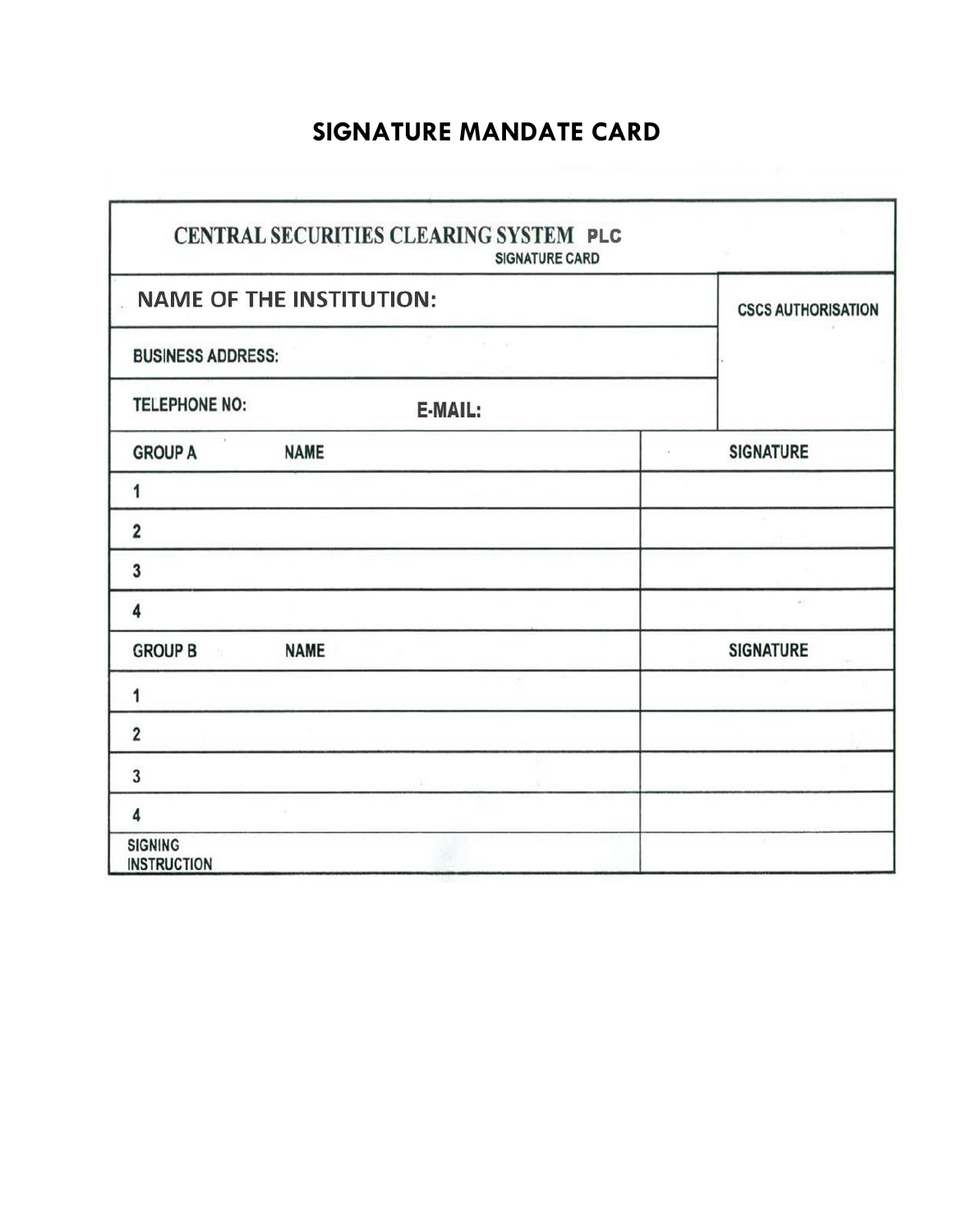## SIGNATURE MANDATE CARD

| CENTRAL SECURITIES CLEARING SYSTEM PLC<br>SIGNATURE CARD | | |
|---|---|---|
| NAME OF THE INSTITUTION: | | CSCS AUTHORISATION |
| BUSINESS ADDRESS: | | |
| TELEPHONE NO: E-MAIL: | | |
| GROUP A | NAME | SIGNATURE |
| 1 | | |
| 2 | | |
| 3 | | |
| 4 | | |
| GROUP B | NAME | SIGNATURE |
| 1 | | |
| 2 | | |
| 3 | | |
| 4 | | |
| SIGNING INSTRUCTION | | |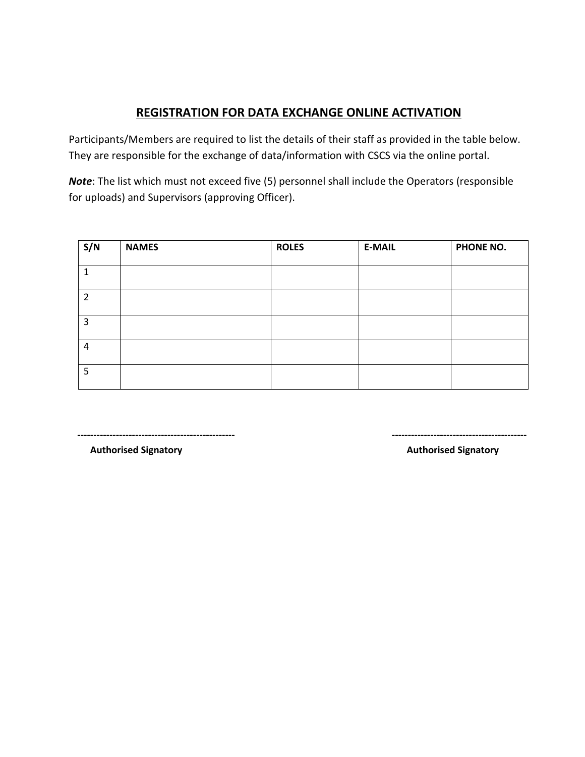## REGISTRATION FOR DATA EXCHANGE ONLINE ACTIVATION

Participants/Members are required to list the details of their staff as provided in the table below. They are responsible for the exchange of data/information with CSCS via the online portal.

***Note***: The list which must not exceed five (5) personnel shall include the Operators (responsible for uploads) and Supervisors (approving Officer).

| S/N | NAMES | ROLES | E-MAIL | PHONE NO. |
|---|---|---|---|---|
| 1 | | | | |
| 2 | | | | |
| 3 | | | | |
| 4 | | | | |
| 5 | | | | |

-------------------------------------------------
**Authorised Signatory**

------------------------------------------
**Authorised Signatory**